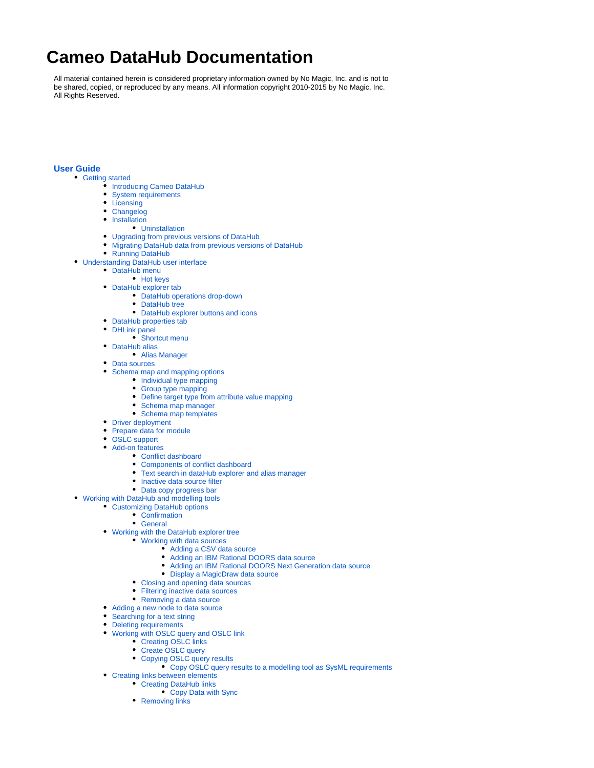# Cameo DataHub Documentation

All material contained herein is considered proprietary information owned by No Magic, Inc. and is not to be shared, copied, or reproduced by any means. All information copyright 2010-2015 by No Magic, Inc. All Rights Reserved.

## User Guide

- Getting started
  - Introducing Cameo DataHub
  - System requirements
  - Licensing
  - Changelog
  - Installation
    - Uninstallation
  - Upgrading from previous versions of DataHub
  - Migrating DataHub data from previous versions of DataHub
  - Running DataHub
- Understanding DataHub user interface
  - DataHub menu
    - Hot keys
  - DataHub explorer tab
    - DataHub operations drop-down
    - DataHub tree
    - DataHub explorer buttons and icons
  - DataHub properties tab
  - DHLink panel
    - Shortcut menu
  - DataHub alias
    - Alias Manager
  - Data sources
  - Schema map and mapping options
    - Individual type mapping
    - Group type mapping
    - Define target type from attribute value mapping
    - Schema map manager
    - Schema map templates
  - Driver deployment
  - Prepare data for module
  - OSLC support
  - Add-on features
    - Conflict dashboard
    - Components of conflict dashboard
    - Text search in dataHub explorer and alias manager
    - Inactive data source filter
    - Data copy progress bar
- Working with DataHub and modelling tools
  - Customizing DataHub options
    - Confirmation
    - General
  - Working with the DataHub explorer tree
    - Working with data sources
      - Adding a CSV data source
      - Adding an IBM Rational DOORS data source
      - Adding an IBM Rational DOORS Next Generation data source
      - Display a MagicDraw data source
    - Closing and opening data sources
    - Filtering inactive data sources
    - Removing a data source
  - Adding a new node to data source
  - Searching for a text string
  - Deleting requirements
  - Working with OSLC query and OSLC link
    - Creating OSLC links
    - Create OSLC query
    - Copying OSLC query results
      - Copy OSLC query results to a modelling tool as SysML requirements
  - Creating links between elements
    - Creating DataHub links
      - Copy Data with Sync
    - Removing links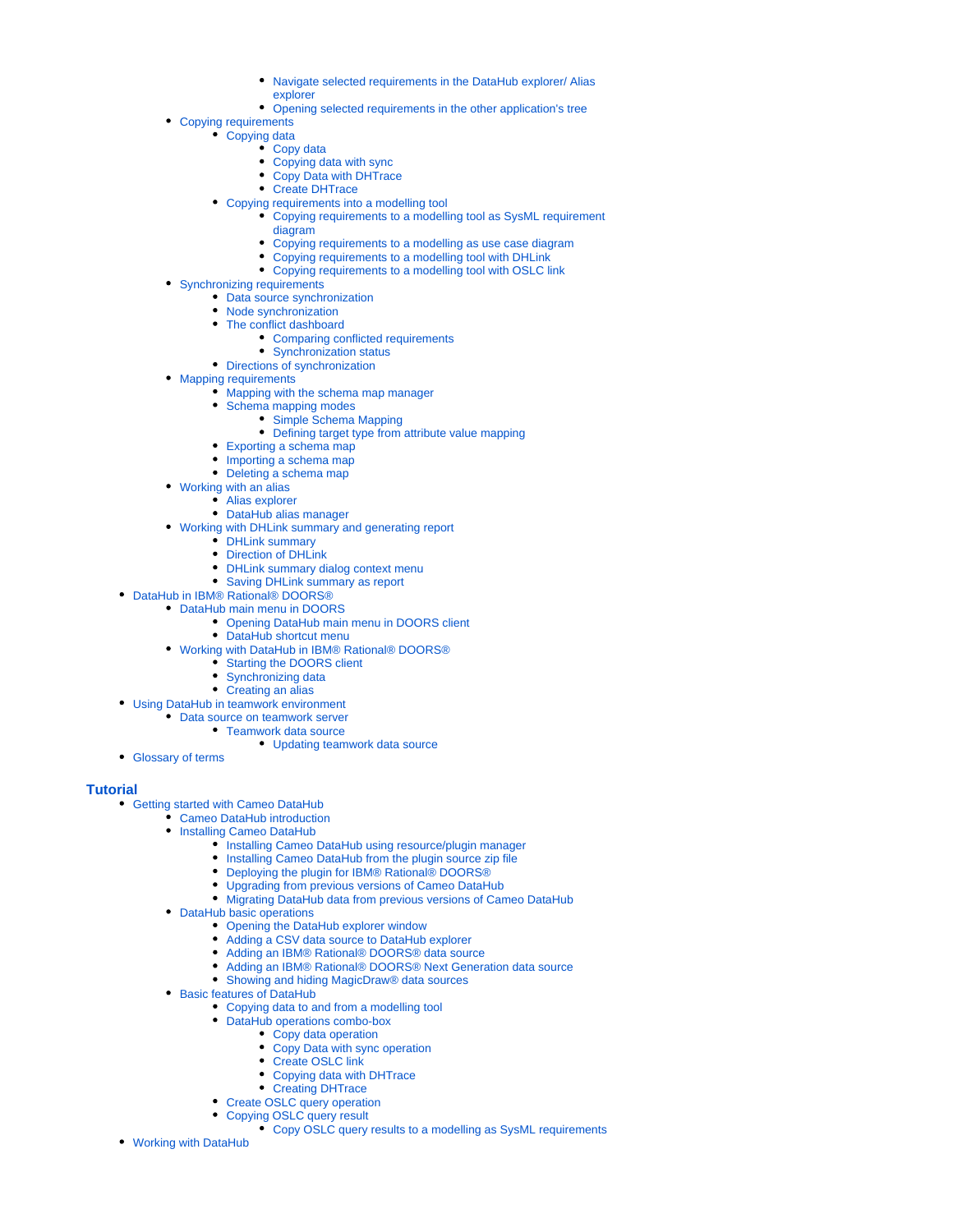- Navigate selected requirements in the DataHub explorer/ Alias explorer
            - Opening selected requirements in the other application's tree
    - Copying requirements
        - Copying data
            - Copy data
            - Copying data with sync
            - Copy Data with DHTrace
            - Create DHTrace
        - Copying requirements into a modelling tool
            - Copying requirements to a modelling tool as SysML requirement diagram
            - Copying requirements to a modelling as use case diagram
            - Copying requirements to a modelling tool with DHLink
            - Copying requirements to a modelling tool with OSLC link
    - Synchronizing requirements
        - Data source synchronization
        - Node synchronization
        - The conflict dashboard
            - Comparing conflicted requirements
            - Synchronization status
        - Directions of synchronization
    - Mapping requirements
        - Mapping with the schema map manager
        - Schema mapping modes
            - Simple Schema Mapping
            - Defining target type from attribute value mapping
        - Exporting a schema map
        - Importing a schema map
        - Deleting a schema map
    - Working with an alias
        - Alias explorer
        - DataHub alias manager
    - Working with DHLink summary and generating report
        - DHLink summary
        - Direction of DHLink
        - DHLink summary dialog context menu
        - Saving DHLink summary as report
- DataHub in IBM® Rational® DOORS®
    - DataHub main menu in DOORS
        - Opening DataHub main menu in DOORS client
        - DataHub shortcut menu
    - Working with DataHub in IBM® Rational® DOORS®
        - Starting the DOORS client
        - Synchronizing data
        - Creating an alias
- Using DataHub in teamwork environment
    - Data source on teamwork server
        - Teamwork data source
            - Updating teamwork data source
- Glossary of terms

## Tutorial

- Getting started with Cameo DataHub
    - Cameo DataHub introduction
    - Installing Cameo DataHub
        - Installing Cameo DataHub using resource/plugin manager
        - Installing Cameo DataHub from the plugin source zip file
        - Deploying the plugin for IBM® Rational® DOORS®
        - Upgrading from previous versions of Cameo DataHub
        - Migrating DataHub data from previous versions of Cameo DataHub
    - DataHub basic operations
        - Opening the DataHub explorer window
        - Adding a CSV data source to DataHub explorer
        - Adding an IBM® Rational® DOORS® data source
        - Adding an IBM® Rational® DOORS® Next Generation data source
        - Showing and hiding MagicDraw® data sources
    - Basic features of DataHub
        - Copying data to and from a modelling tool
        - DataHub operations combo-box
            - Copy data operation
            - Copy Data with sync operation
            - Create OSLC link
            - Copying data with DHTrace
            - Creating DHTrace
        - Create OSLC query operation
        - Copying OSLC query result
            - Copy OSLC query results to a modelling as SysML requirements
- Working with DataHub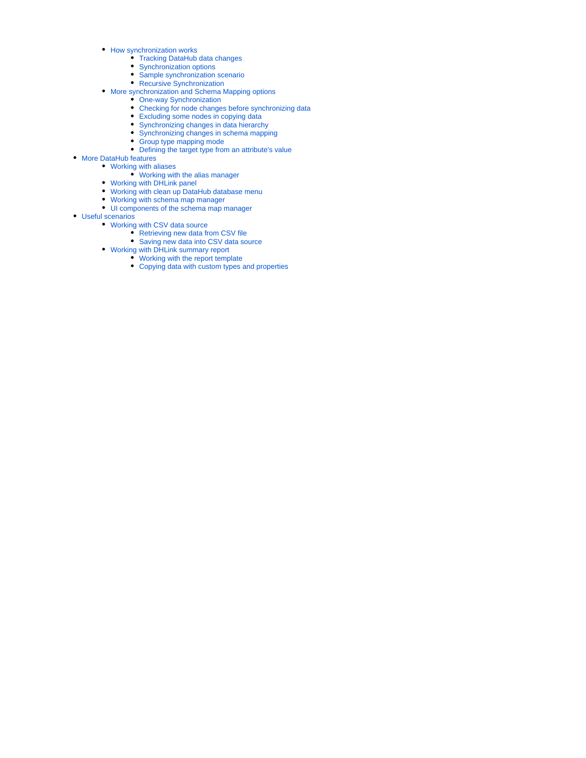- How synchronization works
  - Tracking DataHub data changes
  - Synchronization options
  - Sample synchronization scenario
  - Recursive Synchronization
- More synchronization and Schema Mapping options
  - One-way Synchronization
  - Checking for node changes before synchronizing data
  - Excluding some nodes in copying data
  - Synchronizing changes in data hierarchy
  - Synchronizing changes in schema mapping
  - Group type mapping mode
  - Defining the target type from an attribute's value

- More DataHub features
  - Working with aliases
    - Working with the alias manager
  - Working with DHLink panel
  - Working with clean up DataHub database menu
  - Working with schema map manager
  - UI components of the schema map manager
- Useful scenarios
  - Working with CSV data source
    - Retrieving new data from CSV file
    - Saving new data into CSV data source
  - Working with DHLink summary report
    - Working with the report template
    - Copying data with custom types and properties